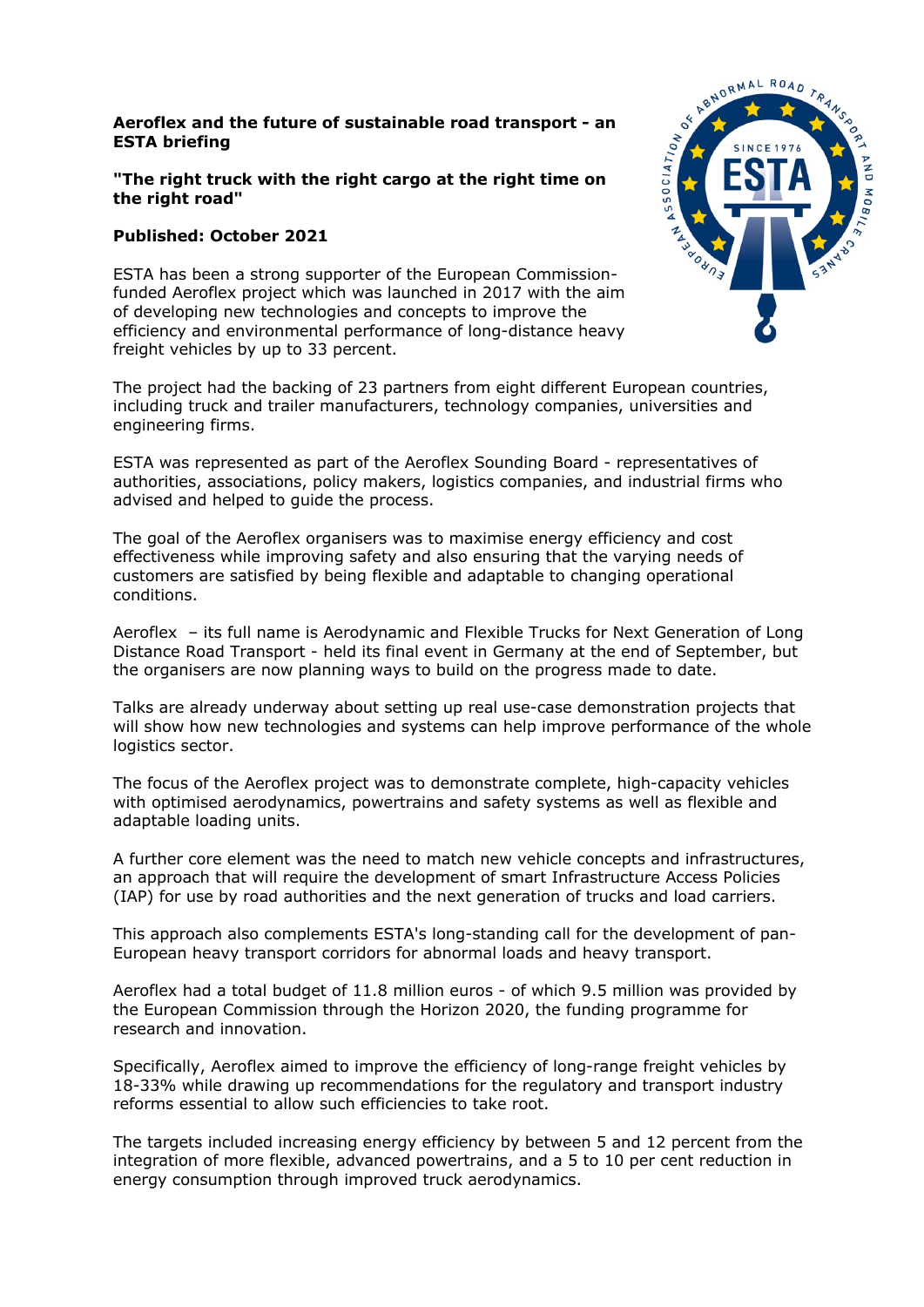**Aeroflex and the future of sustainable road transport - an ESTA briefing**

**"The right truck with the right cargo at the right time on the right road"**

**Published: October 2021**

ESTA has been a strong supporter of the European Commission-funded Aeroflex project which was launched in 2017 with the aim of developing new technologies and concepts to improve the efficiency and environmental performance of long-distance heavy freight vehicles by up to 33 percent.

The project had the backing of 23 partners from eight different European countries, including truck and trailer manufacturers, technology companies, universities and engineering firms.

ESTA was represented as part of the Aeroflex Sounding Board - representatives of authorities, associations, policy makers, logistics companies, and industrial firms who advised and helped to guide the process.

The goal of the Aeroflex organisers was to maximise energy efficiency and cost effectiveness while improving safety and also ensuring that the varying needs of customers are satisfied by being flexible and adaptable to changing operational conditions.

Aeroflex – its full name is Aerodynamic and Flexible Trucks for Next Generation of Long Distance Road Transport - held its final event in Germany at the end of September, but the organisers are now planning ways to build on the progress made to date.

Talks are already underway about setting up real use-case demonstration projects that will show how new technologies and systems can help improve performance of the whole logistics sector.

The focus of the Aeroflex project was to demonstrate complete, high-capacity vehicles with optimised aerodynamics, powertrains and safety systems as well as flexible and adaptable loading units.

A further core element was the need to match new vehicle concepts and infrastructures, an approach that will require the development of smart Infrastructure Access Policies (IAP) for use by road authorities and the next generation of trucks and load carriers.

This approach also complements ESTA's long-standing call for the development of pan-European heavy transport corridors for abnormal loads and heavy transport.

Aeroflex had a total budget of 11.8 million euros - of which 9.5 million was provided by the European Commission through the Horizon 2020, the funding programme for research and innovation.

Specifically, Aeroflex aimed to improve the efficiency of long-range freight vehicles by 18-33% while drawing up recommendations for the regulatory and transport industry reforms essential to allow such efficiencies to take root.

The targets included increasing energy efficiency by between 5 and 12 percent from the integration of more flexible, advanced powertrains, and a 5 to 10 per cent reduction in energy consumption through improved truck aerodynamics.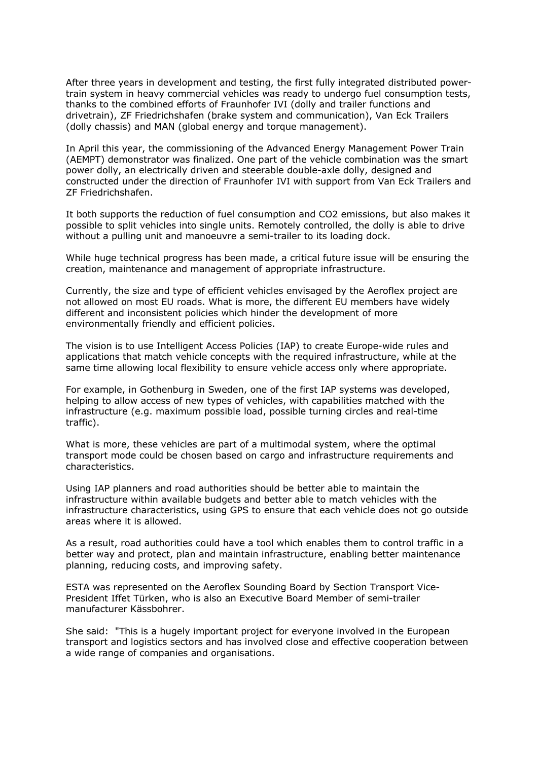After three years in development and testing, the first fully integrated distributed power-train system in heavy commercial vehicles was ready to undergo fuel consumption tests, thanks to the combined efforts of Fraunhofer IVI (dolly and trailer functions and drivetrain), ZF Friedrichshafen (brake system and communication), Van Eck Trailers (dolly chassis) and MAN (global energy and torque management).

In April this year, the commissioning of the Advanced Energy Management Power Train (AEMPT) demonstrator was finalized. One part of the vehicle combination was the smart power dolly, an electrically driven and steerable double-axle dolly, designed and constructed under the direction of Fraunhofer IVI with support from Van Eck Trailers and ZF Friedrichshafen.

It both supports the reduction of fuel consumption and $CO_2$ emissions, but also makes it possible to split vehicles into single units. Remotely controlled, the dolly is able to drive without a pulling unit and manoeuvre a semi-trailer to its loading dock.

While huge technical progress has been made, a critical future issue will be ensuring the creation, maintenance and management of appropriate infrastructure.

Currently, the size and type of efficient vehicles envisaged by the Aeroflex project are not allowed on most EU roads. What is more, the different EU members have widely different and inconsistent policies which hinder the development of more environmentally friendly and efficient policies.

The vision is to use Intelligent Access Policies (IAP) to create Europe-wide rules and applications that match vehicle concepts with the required infrastructure, while at the same time allowing local flexibility to ensure vehicle access only where appropriate.

For example, in Gothenburg in Sweden, one of the first IAP systems was developed, helping to allow access of new types of vehicles, with capabilities matched with the infrastructure (e.g. maximum possible load, possible turning circles and real-time traffic).

What is more, these vehicles are part of a multimodal system, where the optimal transport mode could be chosen based on cargo and infrastructure requirements and characteristics.

Using IAP planners and road authorities should be better able to maintain the infrastructure within available budgets and better able to match vehicles with the infrastructure characteristics, using GPS to ensure that each vehicle does not go outside areas where it is allowed.

As a result, road authorities could have a tool which enables them to control traffic in a better way and protect, plan and maintain infrastructure, enabling better maintenance planning, reducing costs, and improving safety.

ESTA was represented on the Aeroflex Sounding Board by Section Transport Vice-President Iffet Türken, who is also an Executive Board Member of semi-trailer manufacturer Kässbohrer.

She said: "This is a hugely important project for everyone involved in the European transport and logistics sectors and has involved close and effective cooperation between a wide range of companies and organisations.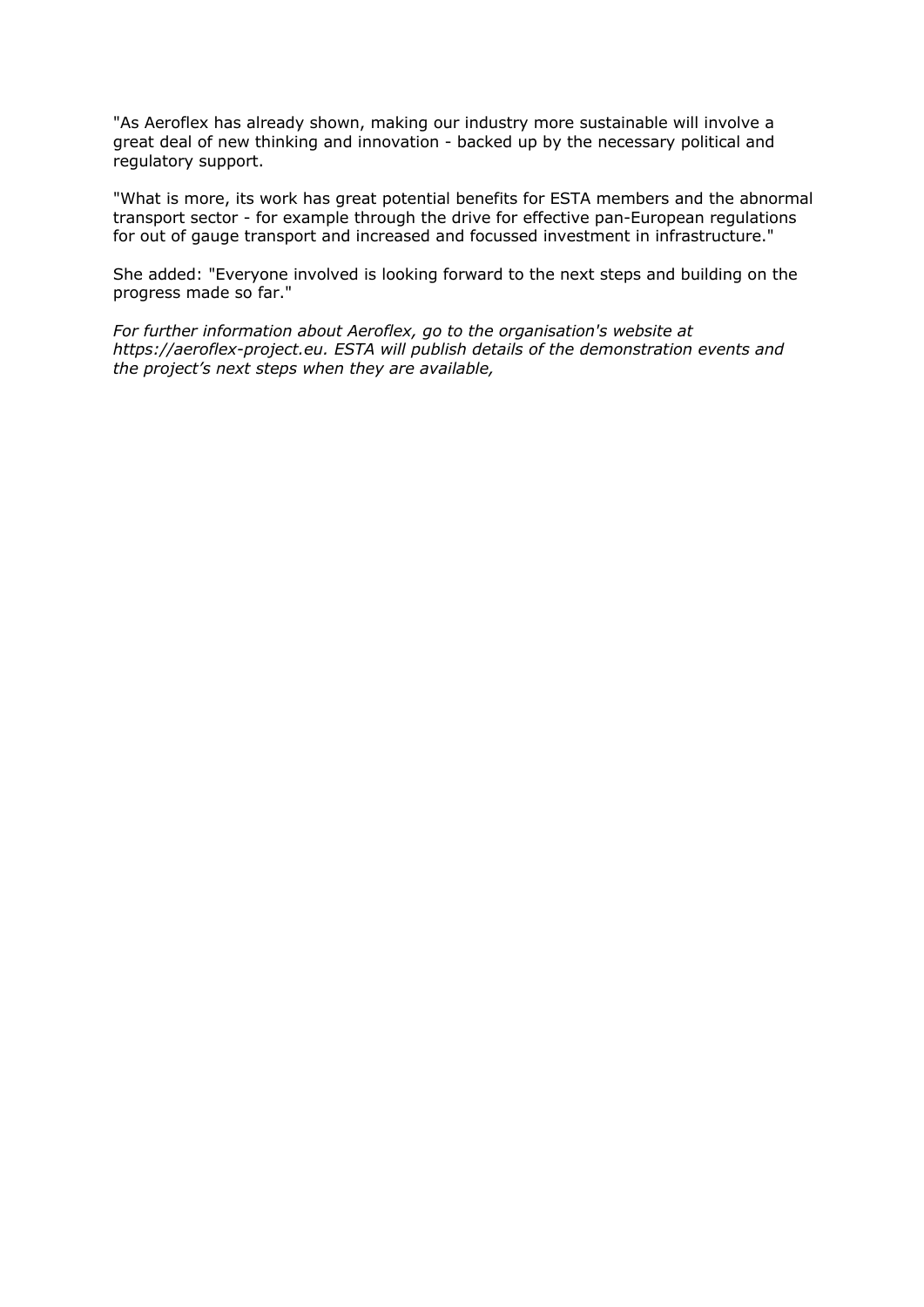"As Aeroflex has already shown, making our industry more sustainable will involve a great deal of new thinking and innovation - backed up by the necessary political and regulatory support.

"What is more, its work has great potential benefits for ESTA members and the abnormal transport sector - for example through the drive for effective pan-European regulations for out of gauge transport and increased and focussed investment in infrastructure."

She added: "Everyone involved is looking forward to the next steps and building on the progress made so far."

*For further information about Aeroflex, go to the organisation's website at https://aeroflex-project.eu. ESTA will publish details of the demonstration events and the project's next steps when they are available,*